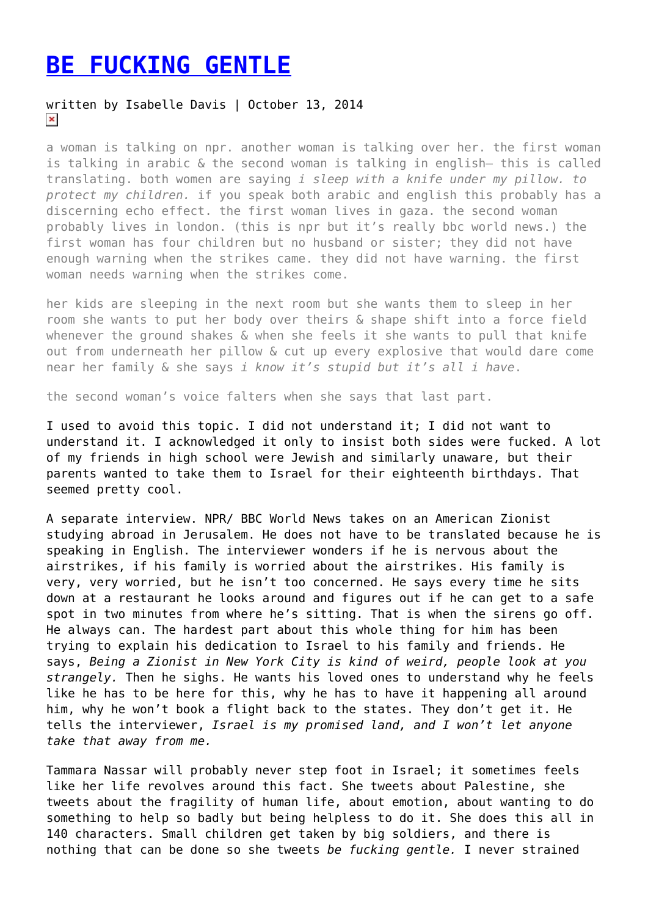# BE FUCKING GENTLE

written by Isabelle Davis | October 13, 2014

a woman is talking on npr. another woman is talking over her. the first woman is talking in arabic & the second woman is talking in english— this is called translating. both women are saying *i sleep with a knife under my pillow. to protect my children.* if you speak both arabic and english this probably has a discerning echo effect. the first woman lives in gaza. the second woman probably lives in london. (this is npr but it's really bbc world news.) the first woman has four children but no husband or sister; they did not have enough warning when the strikes came. they did not have warning. the first woman needs warning when the strikes come.

her kids are sleeping in the next room but she wants them to sleep in her room she wants to put her body over theirs & shape shift into a force field whenever the ground shakes & when she feels it she wants to pull that knife out from underneath her pillow & cut up every explosive that would dare come near her family & she says *i know it's stupid but it's all i have*.

the second woman's voice falters when she says that last part.

I used to avoid this topic. I did not understand it; I did not want to understand it. I acknowledged it only to insist both sides were fucked. A lot of my friends in high school were Jewish and similarly unaware, but their parents wanted to take them to Israel for their eighteenth birthdays. That seemed pretty cool.

A separate interview. NPR/ BBC World News takes on an American Zionist studying abroad in Jerusalem. He does not have to be translated because he is speaking in English. The interviewer wonders if he is nervous about the airstrikes, if his family is worried about the airstrikes. His family is very, very worried, but he isn't too concerned. He says every time he sits down at a restaurant he looks around and figures out if he can get to a safe spot in two minutes from where he's sitting. That is when the sirens go off. He always can. The hardest part about this whole thing for him has been trying to explain his dedication to Israel to his family and friends. He says, *Being a Zionist in New York City is kind of weird, people look at you strangely.* Then he sighs. He wants his loved ones to understand why he feels like he has to be here for this, why he has to have it happening all around him, why he won't book a flight back to the states. They don't get it. He tells the interviewer, *Israel is my promised land, and I won't let anyone take that away from me.*

Tammara Nassar will probably never step foot in Israel; it sometimes feels like her life revolves around this fact. She tweets about Palestine, she tweets about the fragility of human life, about emotion, about wanting to do something to help so badly but being helpless to do it. She does this all in 140 characters. Small children get taken by big soldiers, and there is nothing that can be done so she tweets *be fucking gentle.* I never strained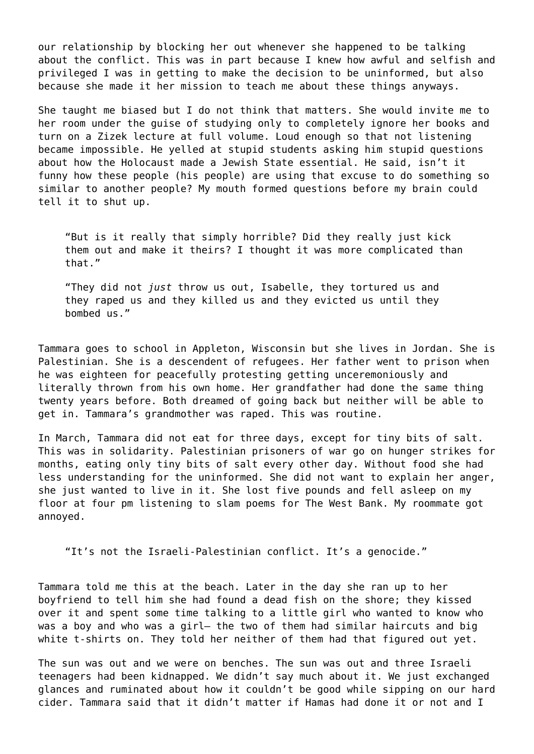our relationship by blocking her out whenever she happened to be talking about the conflict. This was in part because I knew how awful and selfish and privileged I was in getting to make the decision to be uninformed, but also because she made it her mission to teach me about these things anyways.

She taught me biased but I do not think that matters. She would invite me to her room under the guise of studying only to completely ignore her books and turn on a Zizek lecture at full volume. Loud enough so that not listening became impossible. He yelled at stupid students asking him stupid questions about how the Holocaust made a Jewish State essential. He said, isn't it funny how these people (his people) are using that excuse to do something so similar to another people? My mouth formed questions before my brain could tell it to shut up.

> "But is it really that simply horrible? Did they really just kick them out and make it theirs? I thought it was more complicated than that."
>
> "They did not *just* throw us out, Isabelle, they tortured us and they raped us and they killed us and they evicted us until they bombed us."

Tammara goes to school in Appleton, Wisconsin but she lives in Jordan. She is Palestinian. She is a descendent of refugees. Her father went to prison when he was eighteen for peacefully protesting getting unceremoniously and literally thrown from his own home. Her grandfather had done the same thing twenty years before. Both dreamed of going back but neither will be able to get in. Tammara's grandmother was raped. This was routine.

In March, Tammara did not eat for three days, except for tiny bits of salt. This was in solidarity. Palestinian prisoners of war go on hunger strikes for months, eating only tiny bits of salt every other day. Without food she had less understanding for the uninformed. She did not want to explain her anger, she just wanted to live in it. She lost five pounds and fell asleep on my floor at four pm listening to slam poems for The West Bank. My roommate got annoyed.

> "It's not the Israeli-Palestinian conflict. It's a genocide."

Tammara told me this at the beach. Later in the day she ran up to her boyfriend to tell him she had found a dead fish on the shore; they kissed over it and spent some time talking to a little girl who wanted to know who was a boy and who was a girl— the two of them had similar haircuts and big white t-shirts on. They told her neither of them had that figured out yet.

The sun was out and we were on benches. The sun was out and three Israeli teenagers had been kidnapped. We didn't say much about it. We just exchanged glances and ruminated about how it couldn't be good while sipping on our hard cider. Tammara said that it didn't matter if Hamas had done it or not and I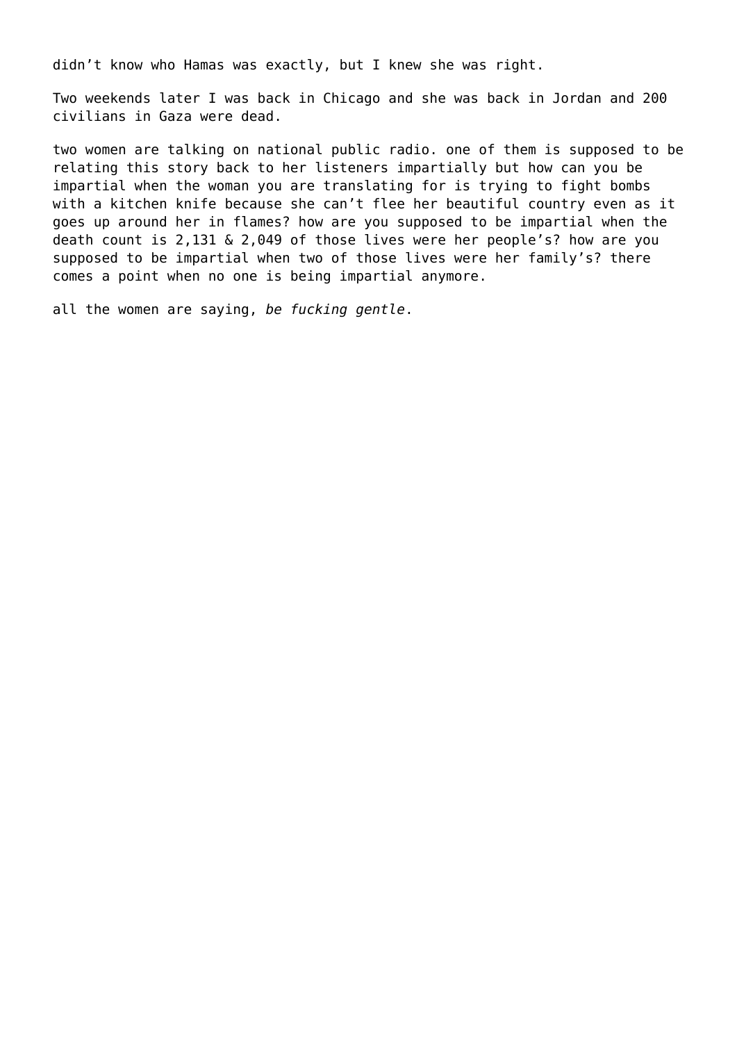didn't know who Hamas was exactly, but I knew she was right.

Two weekends later I was back in Chicago and she was back in Jordan and 200 civilians in Gaza were dead.

two women are talking on national public radio. one of them is supposed to be relating this story back to her listeners impartially but how can you be impartial when the woman you are translating for is trying to fight bombs with a kitchen knife because she can't flee her beautiful country even as it goes up around her in flames? how are you supposed to be impartial when the death count is 2,131 & 2,049 of those lives were her people's? how are you supposed to be impartial when two of those lives were her family's? there comes a point when no one is being impartial anymore.

all the women are saying, *be fucking gentle*.